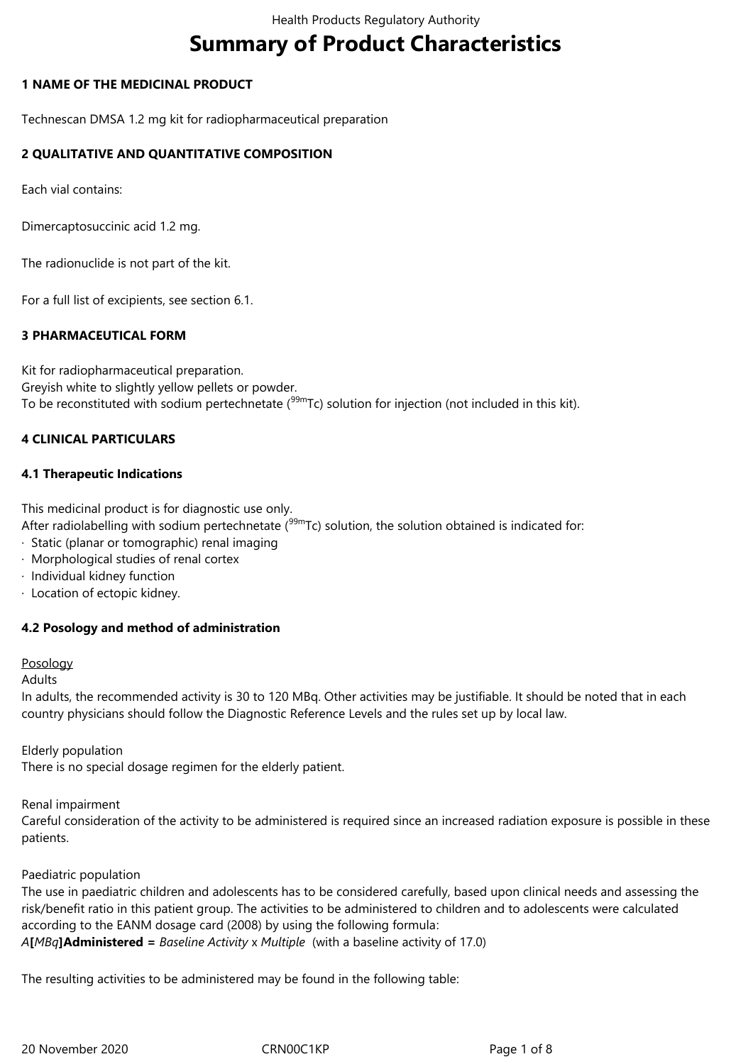# Summary of Product Characteristics

## 1 NAME OF THE MEDICINAL PRODUCT

Technescan DMSA 1.2 mg kit for radiopharmaceutical preparation

## 2 QUALITATIVE AND QUANTITATIVE COMPOSITION

Each vial contains:

Dimercaptosuccinic acid 1.2 mg.

The radionuclide is not part of the kit.

For a full list of excipients, see section 6.1.

## 3 PHARMACEUTICAL FORM

Kit for radiopharmaceutical preparation.
Greyish white to slightly yellow pellets or powder.
To be reconstituted with sodium pertechnetate ($^{99m}$Tc) solution for injection (not included in this kit).

## 4 CLINICAL PARTICULARS

### 4.1 Therapeutic Indications

This medicinal product is for diagnostic use only.
After radiolabelling with sodium pertechnetate ($^{99m}$Tc) solution, the solution obtained is indicated for:

- Static (planar or tomographic) renal imaging
- Morphological studies of renal cortex
- Individual kidney function
- Location of ectopic kidney.

### 4.2 Posology and method of administration

Posology

Adults
In adults, the recommended activity is 30 to 120 MBq. Other activities may be justifiable. It should be noted that in each country physicians should follow the Diagnostic Reference Levels and the rules set up by local law.

Elderly population
There is no special dosage regimen for the elderly patient.

Renal impairment
Careful consideration of the activity to be administered is required since an increased radiation exposure is possible in these patients.

Paediatric population
The use in paediatric children and adolescents has to be considered carefully, based upon clinical needs and assessing the risk/benefit ratio in this patient group. The activities to be administered to children and to adolescents were calculated according to the EANM dosage card (2008) by using the following formula:
*A*[*MBq*]**Administered =** *Baseline Activity* x *Multiple* (with a baseline activity of 17.0)

The resulting activities to be administered may be found in the following table: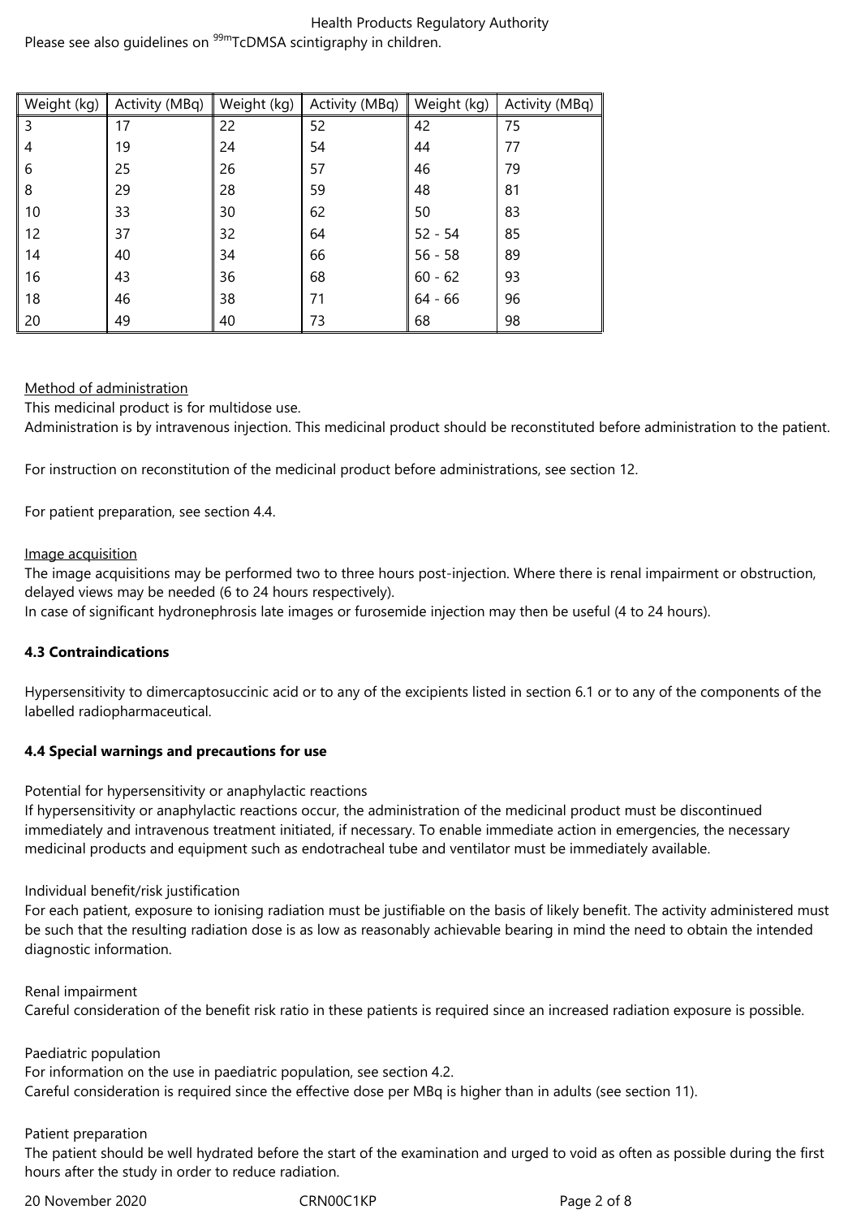Please see also guidelines on $^{99m}$TcDMSA scintigraphy in children.

| Weight (kg) | Activity (MBq) | Weight (kg) | Activity (MBq) | Weight (kg) | Activity (MBq) |
|---|---|---|---|---|---|
| 3 | 17 | 22 | 52 | 42 | 75 |
| 4 | 19 | 24 | 54 | 44 | 77 |
| 6 | 25 | 26 | 57 | 46 | 79 |
| 8 | 29 | 28 | 59 | 48 | 81 |
| 10 | 33 | 30 | 62 | 50 | 83 |
| 12 | 37 | 32 | 64 | 52 - 54 | 85 |
| 14 | 40 | 34 | 66 | 56 - 58 | 89 |
| 16 | 43 | 36 | 68 | 60 - 62 | 93 |
| 18 | 46 | 38 | 71 | 64 - 66 | 96 |
| 20 | 49 | 40 | 73 | 68 | 98 |

Method of administration

This medicinal product is for multidose use.

Administration is by intravenous injection. This medicinal product should be reconstituted before administration to the patient.

For instruction on reconstitution of the medicinal product before administrations, see section 12.

For patient preparation, see section 4.4.

Image acquisition

The image acquisitions may be performed two to three hours post-injection. Where there is renal impairment or obstruction, delayed views may be needed (6 to 24 hours respectively).

In case of significant hydronephrosis late images or furosemide injection may then be useful (4 to 24 hours).

### 4.3 Contraindications

Hypersensitivity to dimercaptosuccinic acid or to any of the excipients listed in section 6.1 or to any of the components of the labelled radiopharmaceutical.

### 4.4 Special warnings and precautions for use

Potential for hypersensitivity or anaphylactic reactions

If hypersensitivity or anaphylactic reactions occur, the administration of the medicinal product must be discontinued immediately and intravenous treatment initiated, if necessary. To enable immediate action in emergencies, the necessary medicinal products and equipment such as endotracheal tube and ventilator must be immediately available.

Individual benefit/risk justification

For each patient, exposure to ionising radiation must be justifiable on the basis of likely benefit. The activity administered must be such that the resulting radiation dose is as low as reasonably achievable bearing in mind the need to obtain the intended diagnostic information.

Renal impairment

Careful consideration of the benefit risk ratio in these patients is required since an increased radiation exposure is possible.

Paediatric population

For information on the use in paediatric population, see section 4.2.

Careful consideration is required since the effective dose per MBq is higher than in adults (see section 11).

Patient preparation

The patient should be well hydrated before the start of the examination and urged to void as often as possible during the first hours after the study in order to reduce radiation.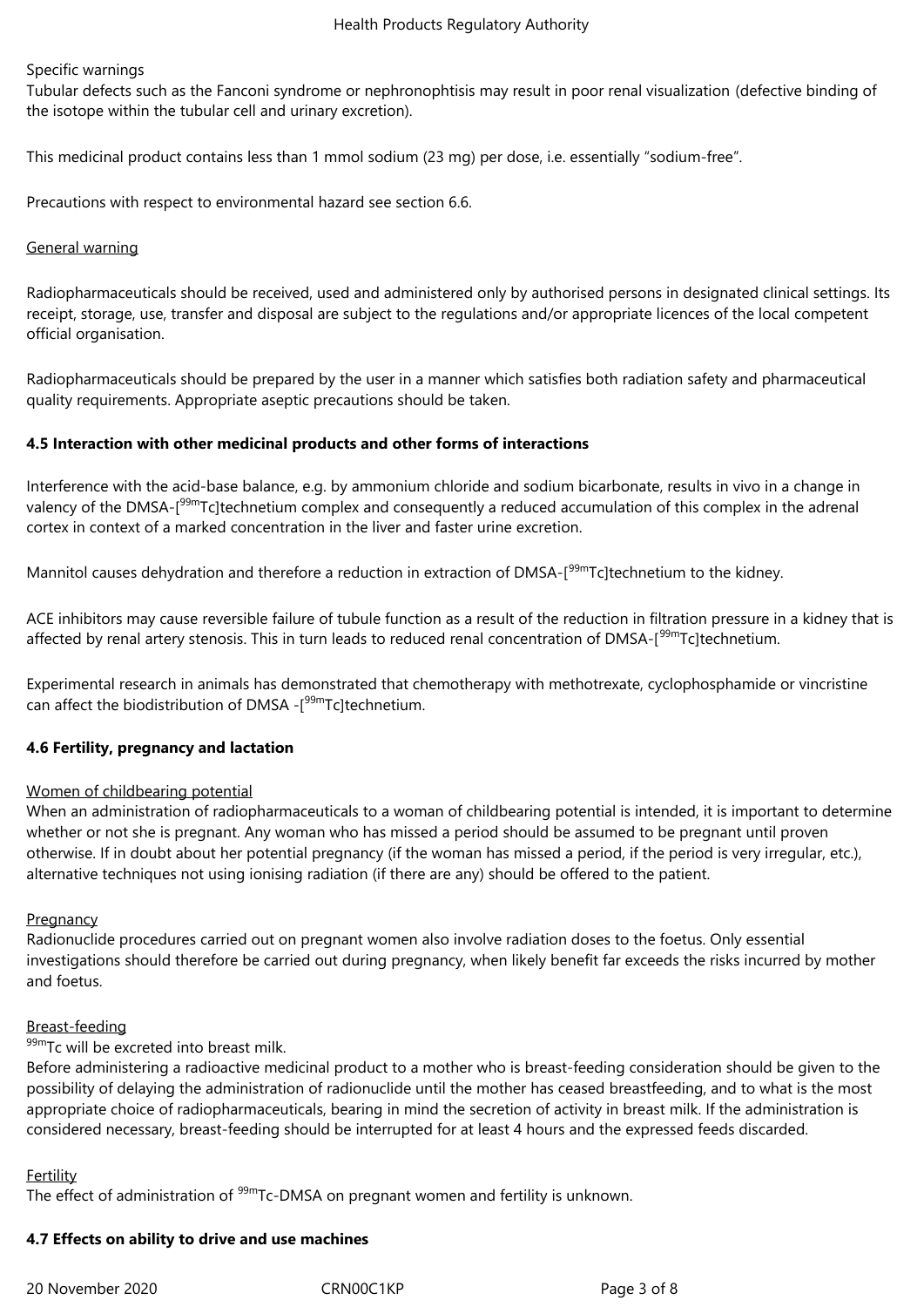Specific warnings
Tubular defects such as the Fanconi syndrome or nephronophtisis may result in poor renal visualization (defective binding of the isotope within the tubular cell and urinary excretion).

This medicinal product contains less than 1 mmol sodium (23 mg) per dose, i.e. essentially "sodium-free".

Precautions with respect to environmental hazard see section 6.6.

General warning

Radiopharmaceuticals should be received, used and administered only by authorised persons in designated clinical settings. Its receipt, storage, use, transfer and disposal are subject to the regulations and/or appropriate licences of the local competent official organisation.

Radiopharmaceuticals should be prepared by the user in a manner which satisfies both radiation safety and pharmaceutical quality requirements. Appropriate aseptic precautions should be taken.

**4.5 Interaction with other medicinal products and other forms of interactions**

Interference with the acid-base balance, e.g. by ammonium chloride and sodium bicarbonate, results in vivo in a change in valency of the DMSA-[$^{99m}$Tc]technetium complex and consequently a reduced accumulation of this complex in the adrenal cortex in context of a marked concentration in the liver and faster urine excretion.

Mannitol causes dehydration and therefore a reduction in extraction of DMSA-[$^{99m}$Tc]technetium to the kidney.

ACE inhibitors may cause reversible failure of tubule function as a result of the reduction in filtration pressure in a kidney that is affected by renal artery stenosis. This in turn leads to reduced renal concentration of DMSA-[$^{99m}$Tc]technetium.

Experimental research in animals has demonstrated that chemotherapy with methotrexate, cyclophosphamide or vincristine can affect the biodistribution of DMSA -[$^{99m}$Tc]technetium.

**4.6 Fertility, pregnancy and lactation**

Women of childbearing potential
When an administration of radiopharmaceuticals to a woman of childbearing potential is intended, it is important to determine whether or not she is pregnant. Any woman who has missed a period should be assumed to be pregnant until proven otherwise. If in doubt about her potential pregnancy (if the woman has missed a period, if the period is very irregular, etc.), alternative techniques not using ionising radiation (if there are any) should be offered to the patient.

Pregnancy
Radionuclide procedures carried out on pregnant women also involve radiation doses to the foetus. Only essential investigations should therefore be carried out during pregnancy, when likely benefit far exceeds the risks incurred by mother and foetus.

Breast-feeding
$^{99m}$Tc will be excreted into breast milk.
Before administering a radioactive medicinal product to a mother who is breast-feeding consideration should be given to the possibility of delaying the administration of radionuclide until the mother has ceased breastfeeding, and to what is the most appropriate choice of radiopharmaceuticals, bearing in mind the secretion of activity in breast milk. If the administration is considered necessary, breast-feeding should be interrupted for at least 4 hours and the expressed feeds discarded.

Fertility
The effect of administration of $^{99m}$Tc-DMSA on pregnant women and fertility is unknown.

**4.7 Effects on ability to drive and use machines**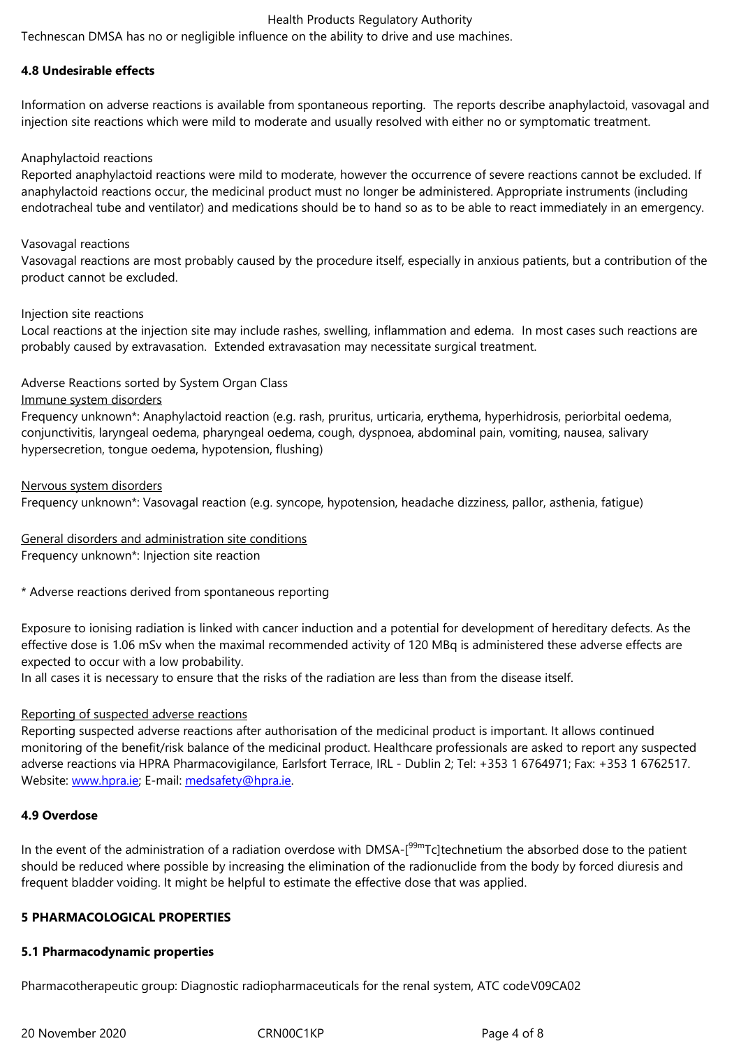Technescan DMSA has no or negligible influence on the ability to drive and use machines.

### 4.8 Undesirable effects

Information on adverse reactions is available from spontaneous reporting. The reports describe anaphylactoid, vasovagal and injection site reactions which were mild to moderate and usually resolved with either no or symptomatic treatment.

Anaphylactoid reactions
Reported anaphylactoid reactions were mild to moderate, however the occurrence of severe reactions cannot be excluded. If anaphylactoid reactions occur, the medicinal product must no longer be administered. Appropriate instruments (including endotracheal tube and ventilator) and medications should be to hand so as to be able to react immediately in an emergency.

Vasovagal reactions
Vasovagal reactions are most probably caused by the procedure itself, especially in anxious patients, but a contribution of the product cannot be excluded.

Injection site reactions
Local reactions at the injection site may include rashes, swelling, inflammation and edema. In most cases such reactions are probably caused by extravasation. Extended extravasation may necessitate surgical treatment.

Adverse Reactions sorted by System Organ Class
Immune system disorders
Frequency unknown*: Anaphylactoid reaction (e.g. rash, pruritus, urticaria, erythema, hyperhidrosis, periorbital oedema, conjunctivitis, laryngeal oedema, pharyngeal oedema, cough, dyspnoea, abdominal pain, vomiting, nausea, salivary hypersecretion, tongue oedema, hypotension, flushing)

Nervous system disorders
Frequency unknown*: Vasovagal reaction (e.g. syncope, hypotension, headache dizziness, pallor, asthenia, fatigue)

General disorders and administration site conditions
Frequency unknown*: Injection site reaction

* Adverse reactions derived from spontaneous reporting

Exposure to ionising radiation is linked with cancer induction and a potential for development of hereditary defects. As the effective dose is 1.06 mSv when the maximal recommended activity of 120 MBq is administered these adverse effects are expected to occur with a low probability.
In all cases it is necessary to ensure that the risks of the radiation are less than from the disease itself.

Reporting of suspected adverse reactions
Reporting suspected adverse reactions after authorisation of the medicinal product is important. It allows continued monitoring of the benefit/risk balance of the medicinal product. Healthcare professionals are asked to report any suspected adverse reactions via HPRA Pharmacovigilance, Earlsfort Terrace, IRL - Dublin 2; Tel: +353 1 6764971; Fax: +353 1 6762517. Website: www.hpra.ie; E-mail: medsafety@hpra.ie.

### 4.9 Overdose

In the event of the administration of a radiation overdose with DMSA-[$^{99m}$Tc]technetium the absorbed dose to the patient should be reduced where possible by increasing the elimination of the radionuclide from the body by forced diuresis and frequent bladder voiding. It might be helpful to estimate the effective dose that was applied.

## 5 PHARMACOLOGICAL PROPERTIES

### 5.1 Pharmacodynamic properties

Pharmacotherapeutic group: Diagnostic radiopharmaceuticals for the renal system, ATC codeV09CA02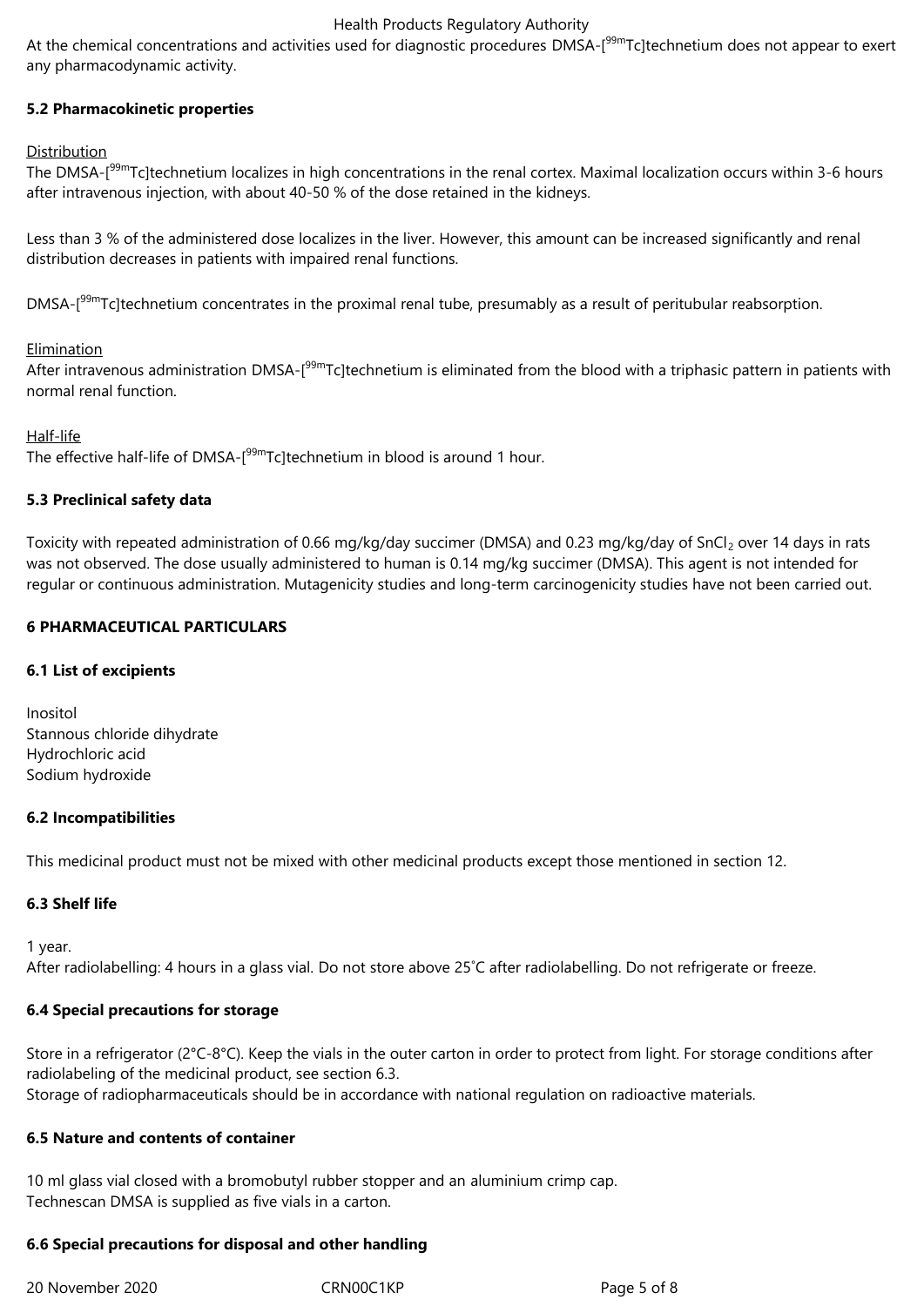At the chemical concentrations and activities used for diagnostic procedures DMSA-[$^{99m}$Tc]technetium does not appear to exert any pharmacodynamic activity.

**5.2 Pharmacokinetic properties**

Distribution
The DMSA-[$^{99m}$Tc]technetium localizes in high concentrations in the renal cortex. Maximal localization occurs within 3-6 hours after intravenous injection, with about 40-50 % of the dose retained in the kidneys.

Less than 3 % of the administered dose localizes in the liver. However, this amount can be increased significantly and renal distribution decreases in patients with impaired renal functions.

DMSA-[$^{99m}$Tc]technetium concentrates in the proximal renal tube, presumably as a result of peritubular reabsorption.

Elimination
After intravenous administration DMSA-[$^{99m}$Tc]technetium is eliminated from the blood with a triphasic pattern in patients with normal renal function.

Half-life
The effective half-life of DMSA-[$^{99m}$Tc]technetium in blood is around 1 hour.

**5.3 Preclinical safety data**

Toxicity with repeated administration of 0.66 mg/kg/day succimer (DMSA) and 0.23 mg/kg/day of $SnCl_2$ over 14 days in rats was not observed. The dose usually administered to human is 0.14 mg/kg succimer (DMSA). This agent is not intended for regular or continuous administration. Mutagenicity studies and long-term carcinogenicity studies have not been carried out.

**6 PHARMACEUTICAL PARTICULARS**

**6.1 List of excipients**

Inositol
Stannous chloride dihydrate
Hydrochloric acid
Sodium hydroxide

**6.2 Incompatibilities**

This medicinal product must not be mixed with other medicinal products except those mentioned in section 12.

**6.3 Shelf life**

1 year.
After radiolabelling: 4 hours in a glass vial. Do not store above 25˚C after radiolabelling. Do not refrigerate or freeze.

**6.4 Special precautions for storage**

Store in a refrigerator (2°C-8°C). Keep the vials in the outer carton in order to protect from light. For storage conditions after radiolabeling of the medicinal product, see section 6.3.
Storage of radiopharmaceuticals should be in accordance with national regulation on radioactive materials.

**6.5 Nature and contents of container**

10 ml glass vial closed with a bromobutyl rubber stopper and an aluminium crimp cap.
Technescan DMSA is supplied as five vials in a carton.

**6.6 Special precautions for disposal and other handling**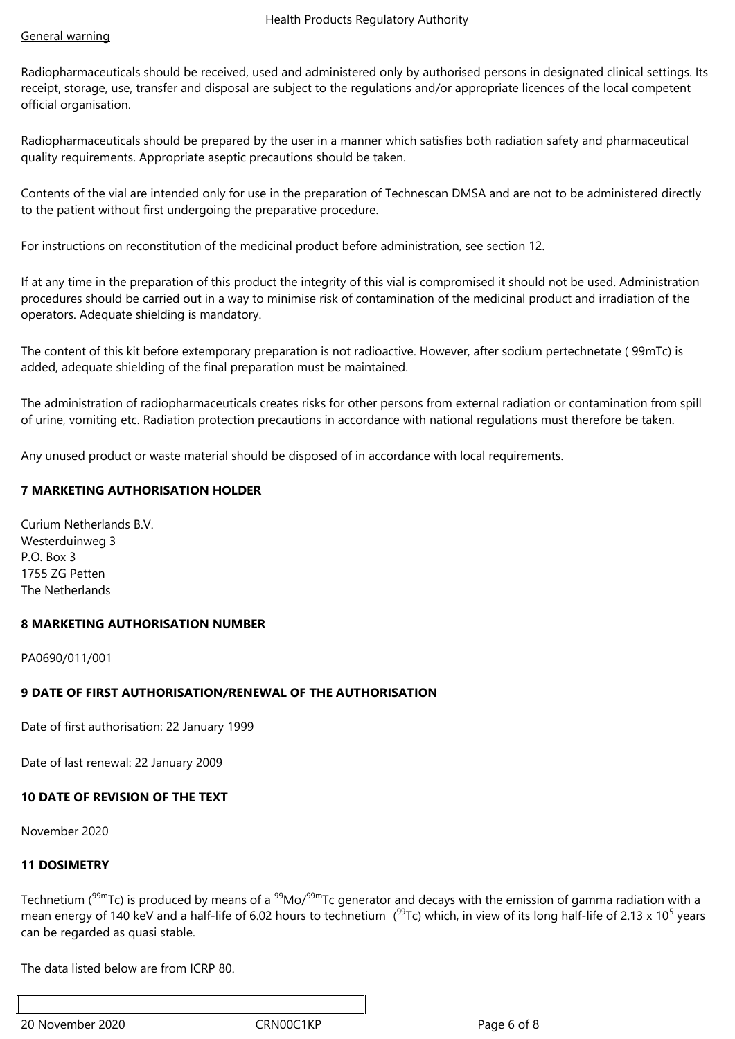General warning

Radiopharmaceuticals should be received, used and administered only by authorised persons in designated clinical settings. Its receipt, storage, use, transfer and disposal are subject to the regulations and/or appropriate licences of the local competent official organisation.

Radiopharmaceuticals should be prepared by the user in a manner which satisfies both radiation safety and pharmaceutical quality requirements. Appropriate aseptic precautions should be taken.

Contents of the vial are intended only for use in the preparation of Technescan DMSA and are not to be administered directly to the patient without first undergoing the preparative procedure.

For instructions on reconstitution of the medicinal product before administration, see section 12.

If at any time in the preparation of this product the integrity of this vial is compromised it should not be used. Administration procedures should be carried out in a way to minimise risk of contamination of the medicinal product and irradiation of the operators. Adequate shielding is mandatory.

The content of this kit before extemporary preparation is not radioactive. However, after sodium pertechnetate ( 99mTc) is added, adequate shielding of the final preparation must be maintained.

The administration of radiopharmaceuticals creates risks for other persons from external radiation or contamination from spill of urine, vomiting etc. Radiation protection precautions in accordance with national regulations must therefore be taken.

Any unused product or waste material should be disposed of in accordance with local requirements.

## 7 MARKETING AUTHORISATION HOLDER

Curium Netherlands B.V.
Westerduinweg 3
P.O. Box 3
1755 ZG Petten
The Netherlands

## 8 MARKETING AUTHORISATION NUMBER

PA0690/011/001

## 9 DATE OF FIRST AUTHORISATION/RENEWAL OF THE AUTHORISATION

Date of first authorisation: 22 January 1999

Date of last renewal: 22 January 2009

## 10 DATE OF REVISION OF THE TEXT

November 2020

## 11 DOSIMETRY

Technetium ($^{99m}$Tc) is produced by means of a $^{99}$Mo/$^{99m}$Tc generator and decays with the emission of gamma radiation with a mean energy of 140 keV and a half-life of 6.02 hours to technetium ($^{99}$Tc) which, in view of its long half-life of 2.13 x $10^5$ years can be regarded as quasi stable.

The data listed below are from ICRP 80.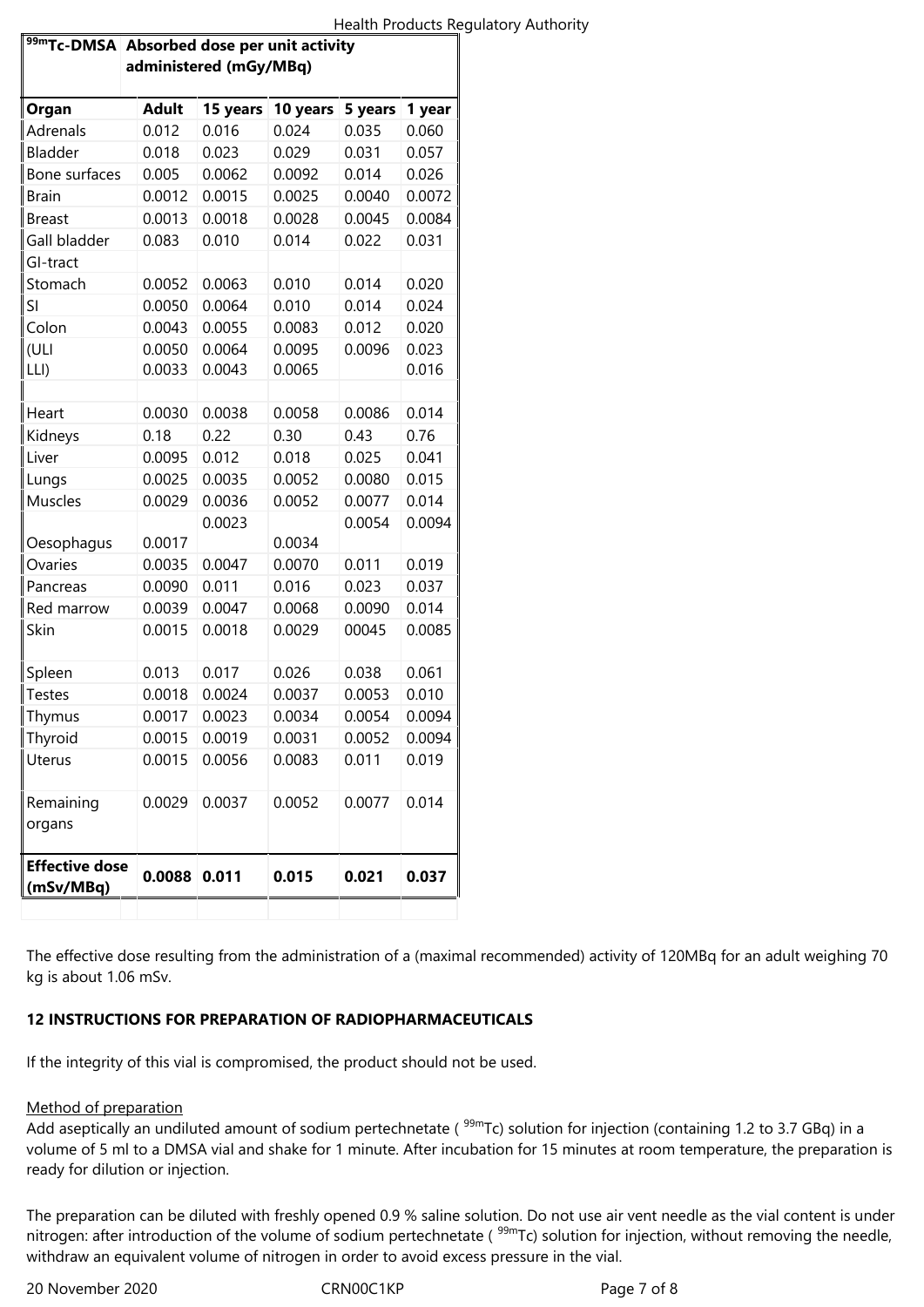| $^{99m}$Tc-DMSA | Absorbed dose per unit activity administered (mGy/MBq) | | | | |
|---|---|---|---|---|---|
| **Organ** | **Adult** | **15 years** | **10 years** | **5 years** | **1 year** |
| Adrenals | 0.012 | 0.016 | 0.024 | 0.035 | 0.060 |
| Bladder | 0.018 | 0.023 | 0.029 | 0.031 | 0.057 |
| Bone surfaces | 0.005 | 0.0062 | 0.0092 | 0.014 | 0.026 |
| Brain | 0.0012 | 0.0015 | 0.0025 | 0.0040 | 0.0072 |
| Breast | 0.0013 | 0.0018 | 0.0028 | 0.0045 | 0.0084 |
| Gall bladder | 0.083 | 0.010 | 0.014 | 0.022 | 0.031 |
| GI-tract | | | | | |
| Stomach | 0.0052 | 0.0063 | 0.010 | 0.014 | 0.020 |
| SI | 0.0050 | 0.0064 | 0.010 | 0.014 | 0.024 |
| Colon | 0.0043 | 0.0055 | 0.0083 | 0.012 | 0.020 |
| (ULI | 0.0050 | 0.0064 | 0.0095 | 0.0096 | 0.023 |
| LLI) | 0.0033 | 0.0043 | 0.0065 | | 0.016 |
| | | | | | |
| Heart | 0.0030 | 0.0038 | 0.0058 | 0.0086 | 0.014 |
| Kidneys | 0.18 | 0.22 | 0.30 | 0.43 | 0.76 |
| Liver | 0.0095 | 0.012 | 0.018 | 0.025 | 0.041 |
| Lungs | 0.0025 | 0.0035 | 0.0052 | 0.0080 | 0.015 |
| Muscles | 0.0029 | 0.0036 | 0.0052 | 0.0077 | 0.014 |
| Oesophagus | 0.0017 | 0.0023 | 0.0034 | 0.0054 | 0.0094 |
| Ovaries | 0.0035 | 0.0047 | 0.0070 | 0.011 | 0.019 |
| Pancreas | 0.0090 | 0.011 | 0.016 | 0.023 | 0.037 |
| Red marrow | 0.0039 | 0.0047 | 0.0068 | 0.0090 | 0.014 |
| Skin | 0.0015 | 0.0018 | 0.0029 | 00045 | 0.0085 |
| Spleen | 0.013 | 0.017 | 0.026 | 0.038 | 0.061 |
| Testes | 0.0018 | 0.0024 | 0.0037 | 0.0053 | 0.010 |
| Thymus | 0.0017 | 0.0023 | 0.0034 | 0.0054 | 0.0094 |
| Thyroid | 0.0015 | 0.0019 | 0.0031 | 0.0052 | 0.0094 |
| Uterus | 0.0015 | 0.0056 | 0.0083 | 0.011 | 0.019 |
| Remaining organs | 0.0029 | 0.0037 | 0.0052 | 0.0077 | 0.014 |
| **Effective dose (mSv/MBq)** | **0.0088** | **0.011** | **0.015** | **0.021** | **0.037** |

The effective dose resulting from the administration of a (maximal recommended) activity of 120MBq for an adult weighing 70 kg is about 1.06 mSv.

## 12 INSTRUCTIONS FOR PREPARATION OF RADIOPHARMACEUTICALS

If the integrity of this vial is compromised, the product should not be used.

Method of preparation

Add aseptically an undiluted amount of sodium pertechnetate ($^{99m}$Tc) solution for injection (containing 1.2 to 3.7 GBq) in a volume of 5 ml to a DMSA vial and shake for 1 minute. After incubation for 15 minutes at room temperature, the preparation is ready for dilution or injection.

The preparation can be diluted with freshly opened 0.9 % saline solution. Do not use air vent needle as the vial content is under nitrogen: after introduction of the volume of sodium pertechnetate ($^{99m}$Tc) solution for injection, without removing the needle, withdraw an equivalent volume of nitrogen in order to avoid excess pressure in the vial.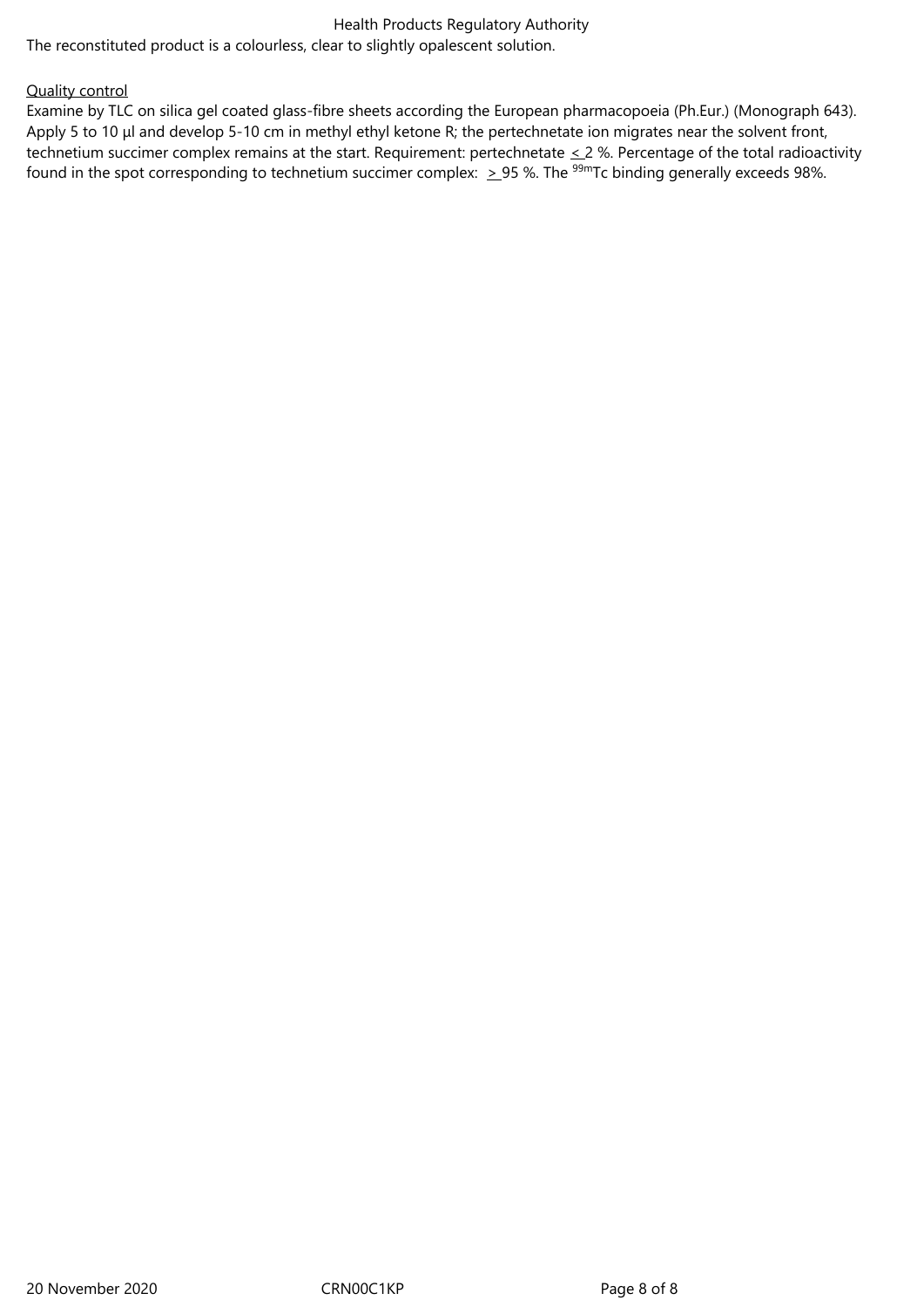The reconstituted product is a colourless, clear to slightly opalescent solution.

Quality control

Examine by TLC on silica gel coated glass-fibre sheets according the European pharmacopoeia (Ph.Eur.) (Monograph 643). Apply 5 to 10 µl and develop 5-10 cm in methyl ethyl ketone R; the pertechnetate ion migrates near the solvent front, technetium succimer complex remains at the start. Requirement: pertechnetate $\leq$ 2 %. Percentage of the total radioactivity found in the spot corresponding to technetium succimer complex: $\geq$ 95 %. The $^{99m}$Tc binding generally exceeds 98%.